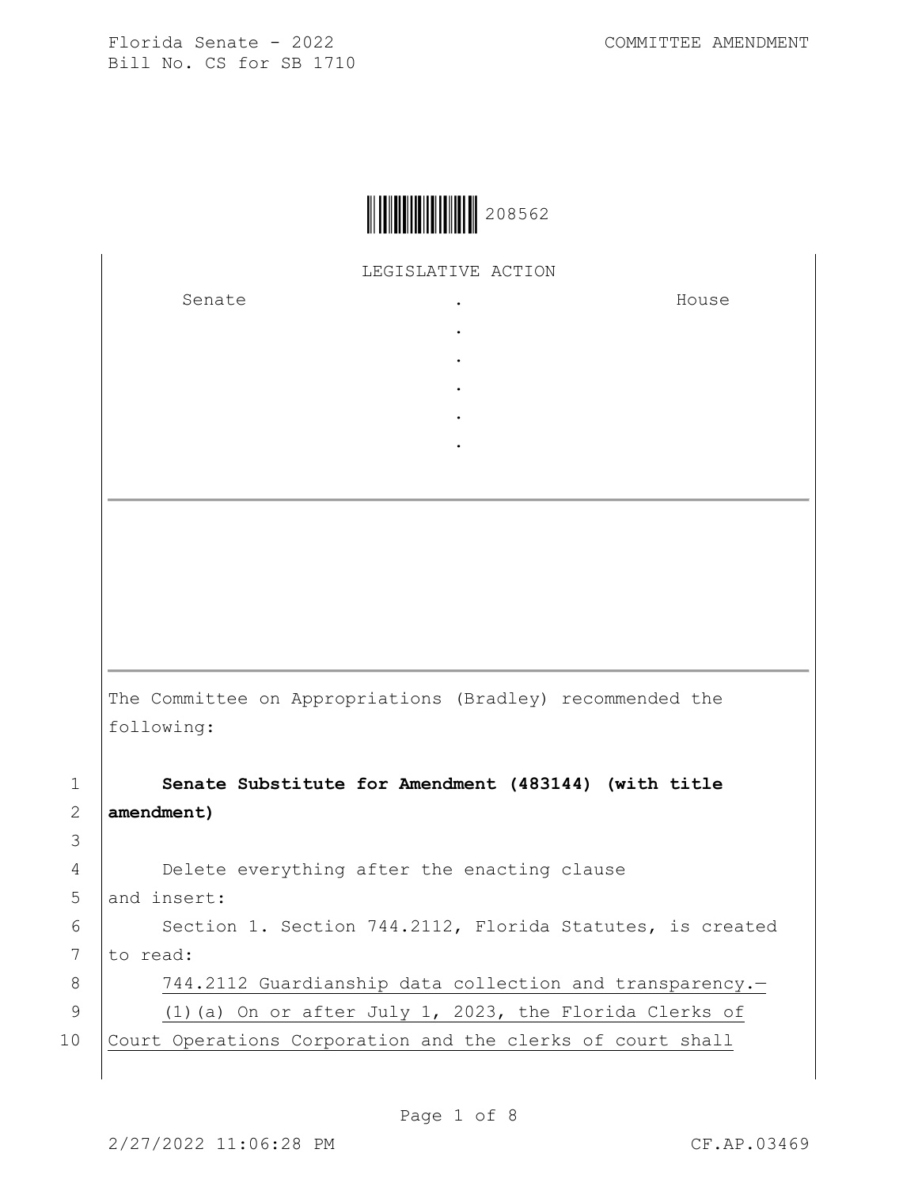Florida Senate - 2022
Bill No. CS for SB 1710

COMMITTEE AMENDMENT

208562

LEGISLATIVE ACTION

| Senate | . | House |
|---|---|---|
| | . | |
| | . | |
| | . | |
| | . | |
| | . | |

---

The Committee on Appropriations (Bradley) recommended the following:

1 **Senate Substitute for Amendment (483144) (with title**
2 **amendment)**
3
4 Delete everything after the enacting clause
5 and insert:
6 Section 1. Section 744.2112, Florida Statutes, is created
7 to read:
8 744.2112 Guardianship data collection and transparency.—
9 (1)(a) On or after July 1, 2023, the Florida Clerks of
10 Court Operations Corporation and the clerks of court shall

2/27/2022 11:06:28 PM CF.AP.03469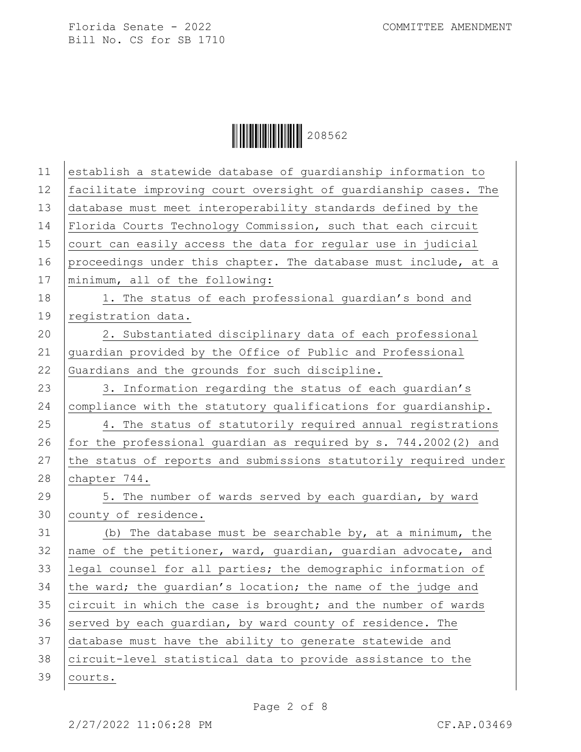establish a statewide database of guardianship information to facilitate improving court oversight of guardianship cases. The database must meet interoperability standards defined by the Florida Courts Technology Commission, such that each circuit court can easily access the data for regular use in judicial proceedings under this chapter. The database must include, at a minimum, all of the following:

1. The status of each professional guardian's bond and registration data.

2. Substantiated disciplinary data of each professional guardian provided by the Office of Public and Professional Guardians and the grounds for such discipline.

3. Information regarding the status of each guardian's compliance with the statutory qualifications for guardianship.

4. The status of statutorily required annual registrations for the professional guardian as required by s. 744.2002(2) and the status of reports and submissions statutorily required under chapter 744.

5. The number of wards served by each guardian, by ward county of residence.

(b) The database must be searchable by, at a minimum, the name of the petitioner, ward, guardian, guardian advocate, and legal counsel for all parties; the demographic information of the ward; the guardian's location; the name of the judge and circuit in which the case is brought; and the number of wards served by each guardian, by ward county of residence. The database must have the ability to generate statewide and circuit-level statistical data to provide assistance to the courts.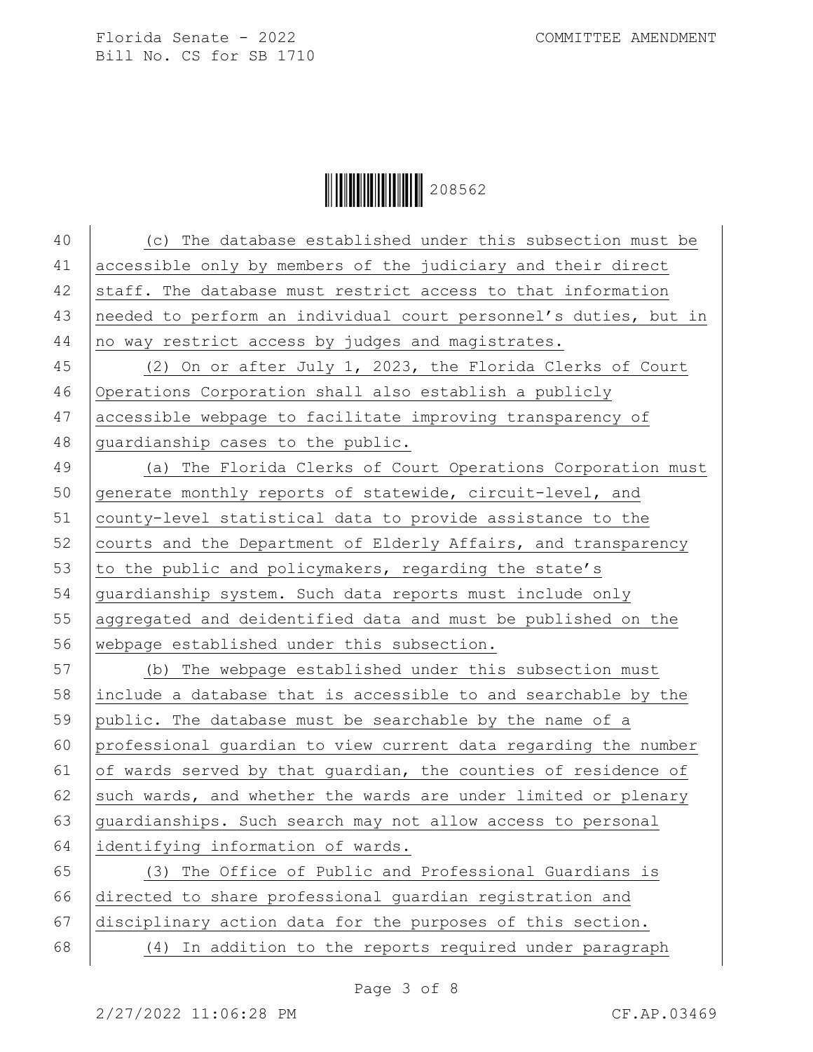(c) The database established under this subsection must be accessible only by members of the judiciary and their direct staff. The database must restrict access to that information needed to perform an individual court personnel's duties, but in no way restrict access by judges and magistrates.

(2) On or after July 1, 2023, the Florida Clerks of Court Operations Corporation shall also establish a publicly accessible webpage to facilitate improving transparency of guardianship cases to the public.

(a) The Florida Clerks of Court Operations Corporation must generate monthly reports of statewide, circuit-level, and county-level statistical data to provide assistance to the courts and the Department of Elderly Affairs, and transparency to the public and policymakers, regarding the state's guardianship system. Such data reports must include only aggregated and deidentified data and must be published on the webpage established under this subsection.

(b) The webpage established under this subsection must include a database that is accessible to and searchable by the public. The database must be searchable by the name of a professional guardian to view current data regarding the number of wards served by that guardian, the counties of residence of such wards, and whether the wards are under limited or plenary guardianships. Such search may not allow access to personal identifying information of wards.

(3) The Office of Public and Professional Guardians is directed to share professional guardian registration and disciplinary action data for the purposes of this section.

(4) In addition to the reports required under paragraph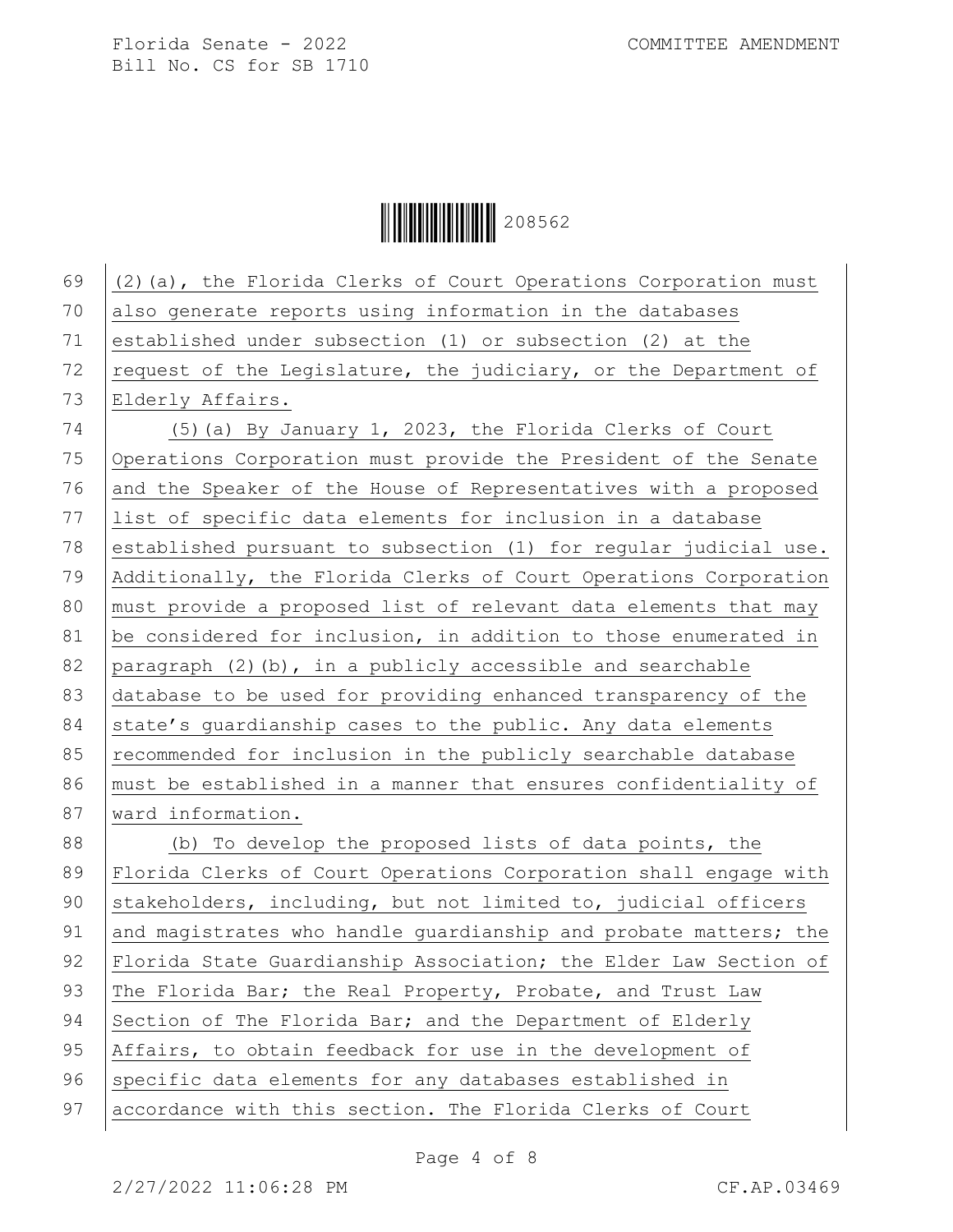(2)(a), the Florida Clerks of Court Operations Corporation must also generate reports using information in the databases established under subsection (1) or subsection (2) at the request of the Legislature, the judiciary, or the Department of Elderly Affairs.

(5)(a) By January 1, 2023, the Florida Clerks of Court Operations Corporation must provide the President of the Senate and the Speaker of the House of Representatives with a proposed list of specific data elements for inclusion in a database established pursuant to subsection (1) for regular judicial use. Additionally, the Florida Clerks of Court Operations Corporation must provide a proposed list of relevant data elements that may be considered for inclusion, in addition to those enumerated in paragraph (2)(b), in a publicly accessible and searchable database to be used for providing enhanced transparency of the state's guardianship cases to the public. Any data elements recommended for inclusion in the publicly searchable database must be established in a manner that ensures confidentiality of ward information.

(b) To develop the proposed lists of data points, the Florida Clerks of Court Operations Corporation shall engage with stakeholders, including, but not limited to, judicial officers and magistrates who handle guardianship and probate matters; the Florida State Guardianship Association; the Elder Law Section of The Florida Bar; the Real Property, Probate, and Trust Law Section of The Florida Bar; and the Department of Elderly Affairs, to obtain feedback for use in the development of specific data elements for any databases established in accordance with this section. The Florida Clerks of Court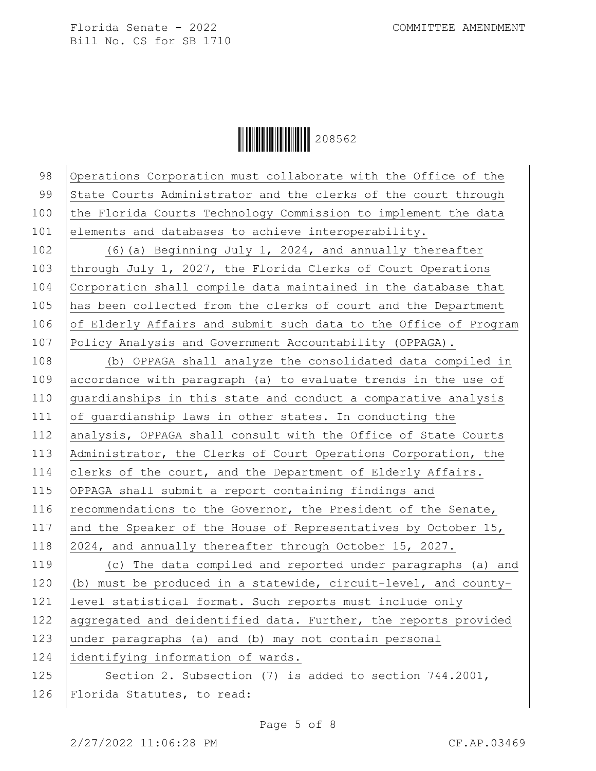Operations Corporation must collaborate with the Office of the State Courts Administrator and the clerks of the court through the Florida Courts Technology Commission to implement the data elements and databases to achieve interoperability.

(6)(a) Beginning July 1, 2024, and annually thereafter through July 1, 2027, the Florida Clerks of Court Operations Corporation shall compile data maintained in the database that has been collected from the clerks of court and the Department of Elderly Affairs and submit such data to the Office of Program Policy Analysis and Government Accountability (OPPAGA).

(b) OPPAGA shall analyze the consolidated data compiled in accordance with paragraph (a) to evaluate trends in the use of guardianships in this state and conduct a comparative analysis of guardianship laws in other states. In conducting the analysis, OPPAGA shall consult with the Office of State Courts Administrator, the Clerks of Court Operations Corporation, the clerks of the court, and the Department of Elderly Affairs. OPPAGA shall submit a report containing findings and recommendations to the Governor, the President of the Senate, and the Speaker of the House of Representatives by October 15, 2024, and annually thereafter through October 15, 2027.

(c) The data compiled and reported under paragraphs (a) and (b) must be produced in a statewide, circuit-level, and county-level statistical format. Such reports must include only aggregated and deidentified data. Further, the reports provided under paragraphs (a) and (b) may not contain personal identifying information of wards.

Section 2. Subsection (7) is added to section 744.2001, Florida Statutes, to read: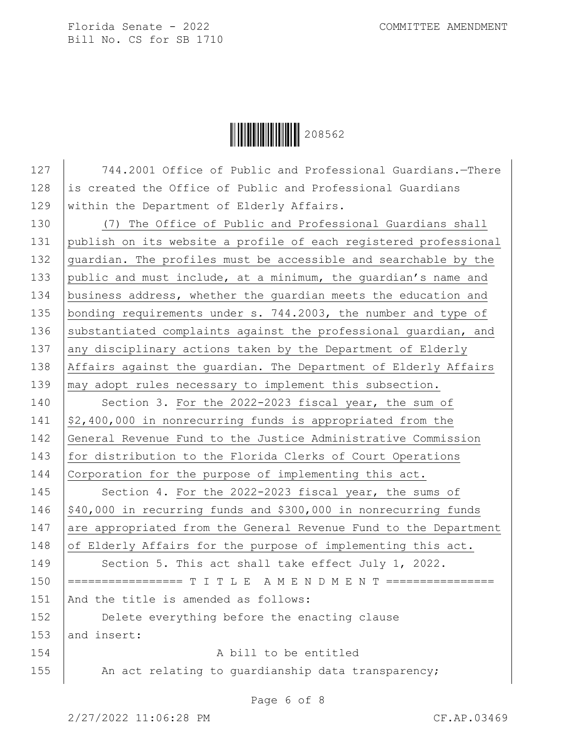744.2001 Office of Public and Professional Guardians.—There is created the Office of Public and Professional Guardians within the Department of Elderly Affairs.

(7) The Office of Public and Professional Guardians shall publish on its website a profile of each registered professional guardian. The profiles must be accessible and searchable by the public and must include, at a minimum, the guardian's name and business address, whether the guardian meets the education and bonding requirements under s. 744.2003, the number and type of substantiated complaints against the professional guardian, and any disciplinary actions taken by the Department of Elderly Affairs against the guardian. The Department of Elderly Affairs may adopt rules necessary to implement this subsection.

Section 3. For the 2022-2023 fiscal year, the sum of $2,400,000 in nonrecurring funds is appropriated from the General Revenue Fund to the Justice Administrative Commission for distribution to the Florida Clerks of Court Operations Corporation for the purpose of implementing this act.

Section 4. For the 2022-2023 fiscal year, the sums of $40,000 in recurring funds and $300,000 in nonrecurring funds are appropriated from the General Revenue Fund to the Department of Elderly Affairs for the purpose of implementing this act.

Section 5. This act shall take effect July 1, 2022.

================= T I T L E A M E N D M E N T ================

And the title is amended as follows:

Delete everything before the enacting clause

and insert:

A bill to be entitled

An act relating to guardianship data transparency;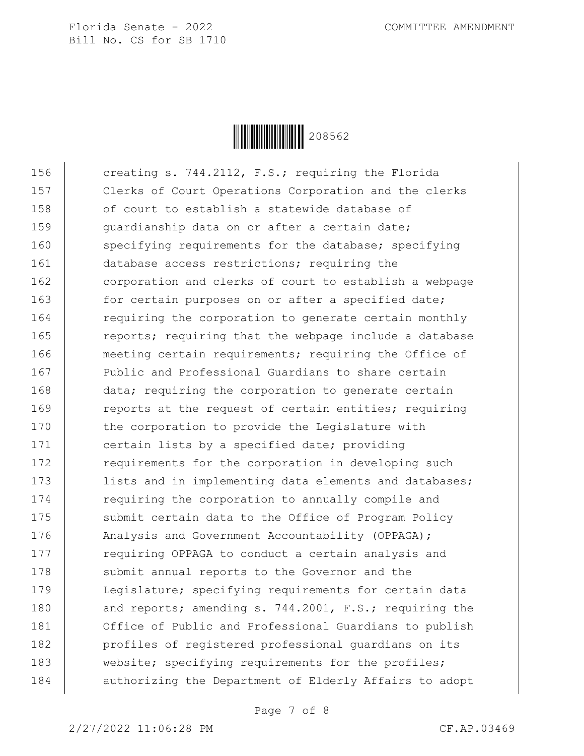156 creating s. 744.2112, F.S.; requiring the Florida
157 Clerks of Court Operations Corporation and the clerks
158 of court to establish a statewide database of
159 guardianship data on or after a certain date;
160 specifying requirements for the database; specifying
161 database access restrictions; requiring the
162 corporation and clerks of court to establish a webpage
163 for certain purposes on or after a specified date;
164 requiring the corporation to generate certain monthly
165 reports; requiring that the webpage include a database
166 meeting certain requirements; requiring the Office of
167 Public and Professional Guardians to share certain
168 data; requiring the corporation to generate certain
169 reports at the request of certain entities; requiring
170 the corporation to provide the Legislature with
171 certain lists by a specified date; providing
172 requirements for the corporation in developing such
173 lists and in implementing data elements and databases;
174 requiring the corporation to annually compile and
175 submit certain data to the Office of Program Policy
176 Analysis and Government Accountability (OPPAGA);
177 requiring OPPAGA to conduct a certain analysis and
178 submit annual reports to the Governor and the
179 Legislature; specifying requirements for certain data
180 and reports; amending s. 744.2001, F.S.; requiring the
181 Office of Public and Professional Guardians to publish
182 profiles of registered professional guardians on its
183 website; specifying requirements for the profiles;
184 authorizing the Department of Elderly Affairs to adopt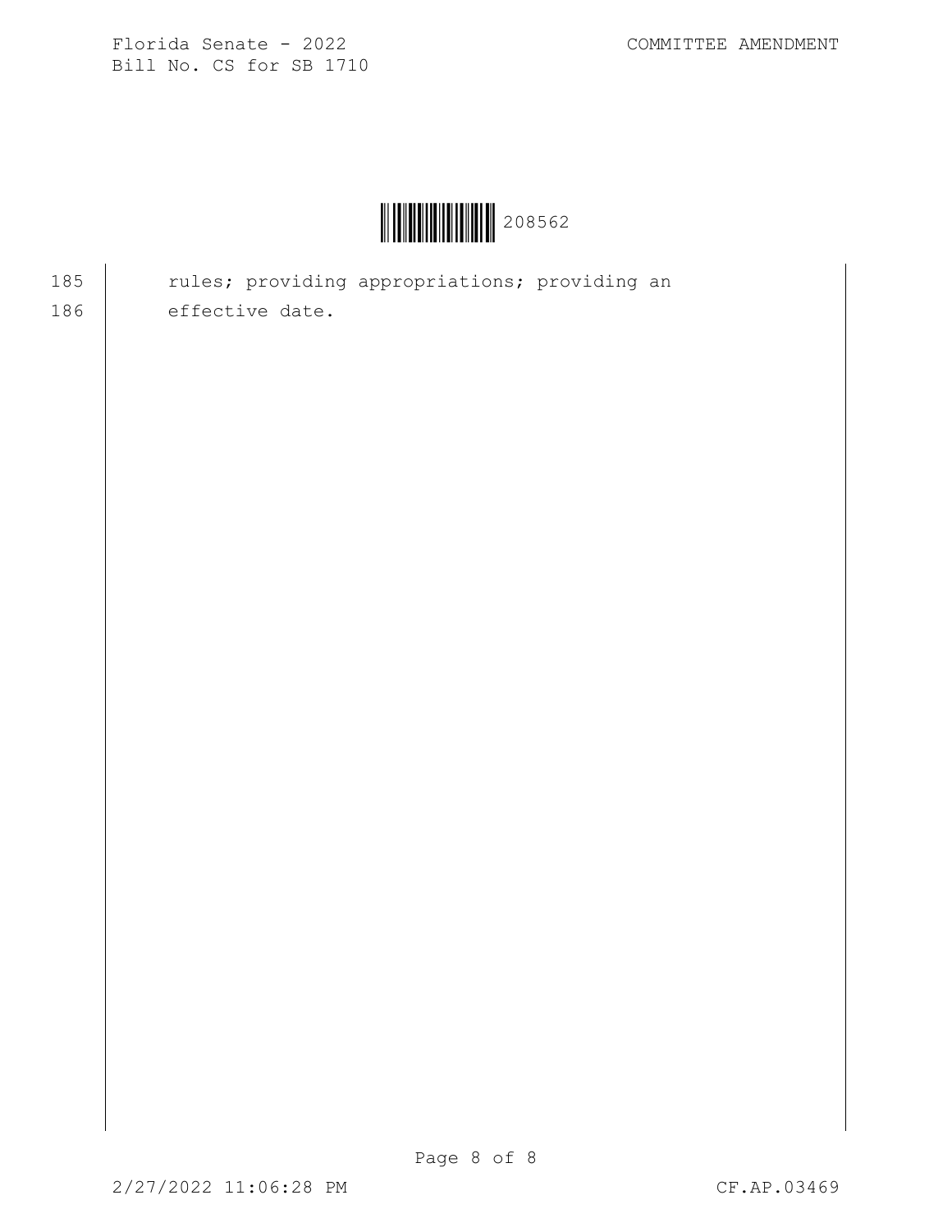185 rules; providing appropriations; providing an

186 effective date.